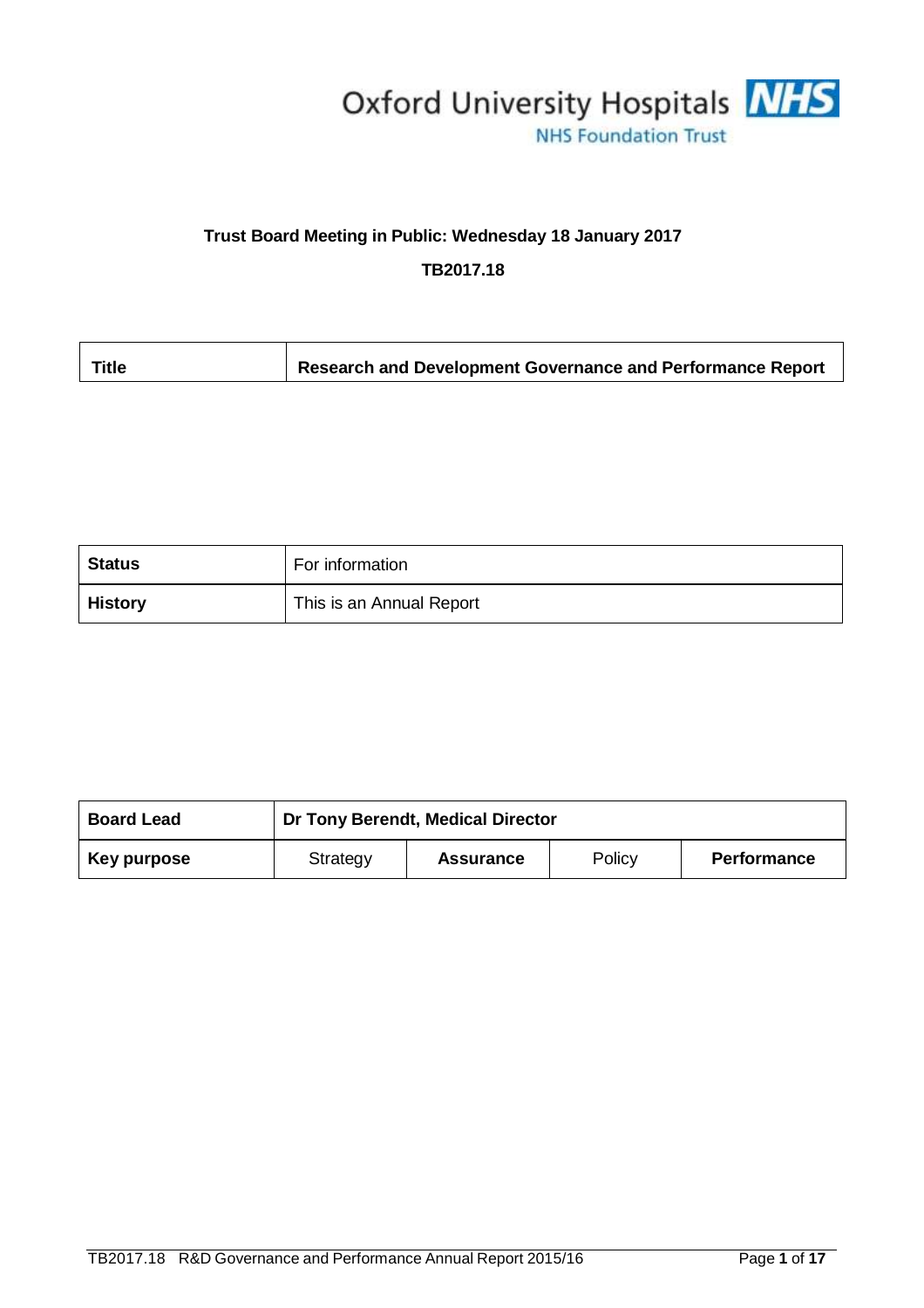Oxford University Hospitals NHS Foundation Trust

**Trust Board Meeting in Public: Wednesday 18 January 2017**

**TB2017.18**

| **Title** | **Research and Development Governance and Performance Report** |
|---|---|

| **Status** | For information |
|---|---|
| **History** | This is an Annual Report |

| **Board Lead** | **Dr Tony Berendt, Medical Director** | | | |
|---|---|---|---|---|
| **Key purpose** | Strategy | **Assurance** | Policy | **Performance** |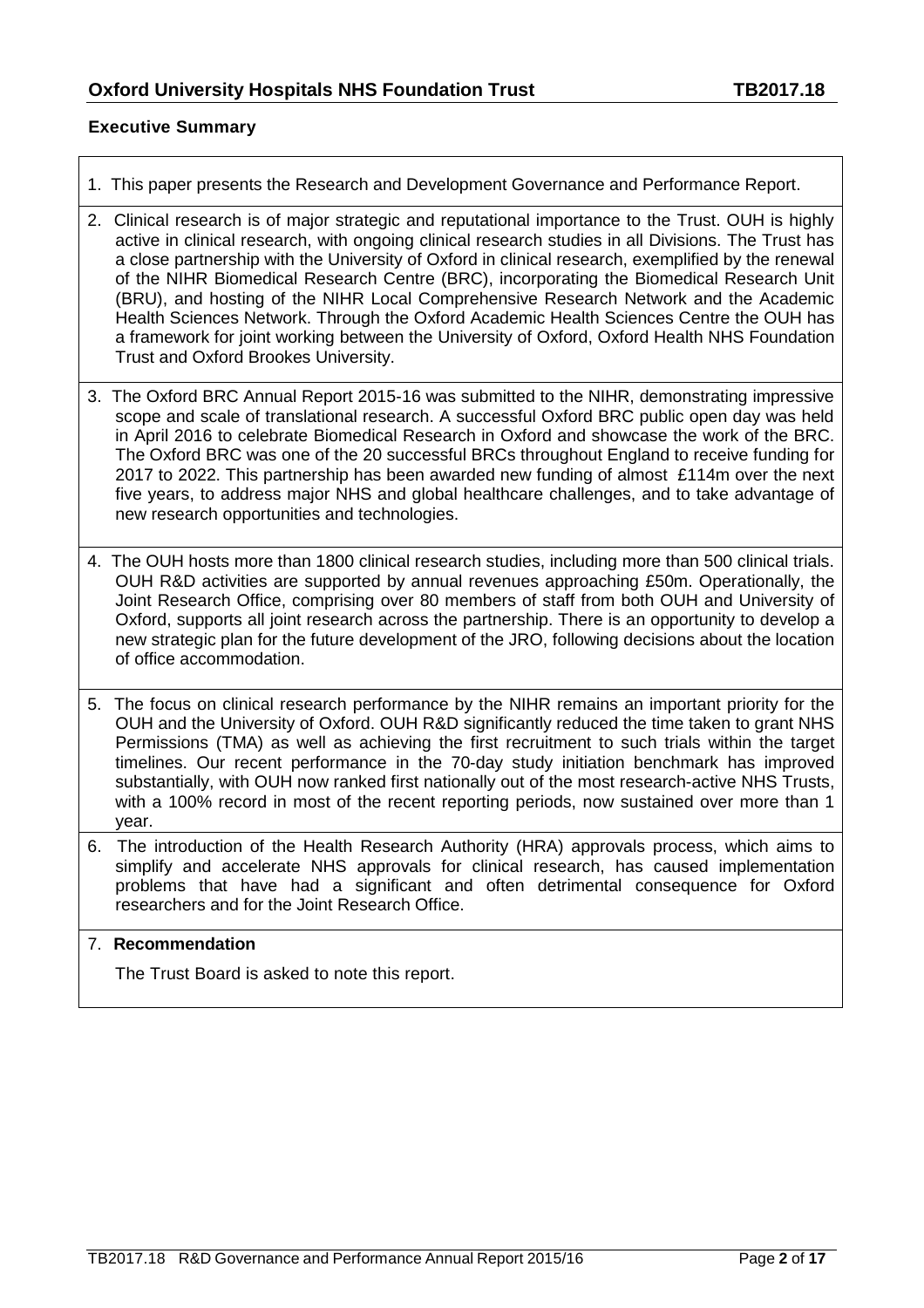## Executive Summary

1. This paper presents the Research and Development Governance and Performance Report.
2. Clinical research is of major strategic and reputational importance to the Trust. OUH is highly active in clinical research, with ongoing clinical research studies in all Divisions. The Trust has a close partnership with the University of Oxford in clinical research, exemplified by the renewal of the NIHR Biomedical Research Centre (BRC), incorporating the Biomedical Research Unit (BRU), and hosting of the NIHR Local Comprehensive Research Network and the Academic Health Sciences Network. Through the Oxford Academic Health Sciences Centre the OUH has a framework for joint working between the University of Oxford, Oxford Health NHS Foundation Trust and Oxford Brookes University.
3. The Oxford BRC Annual Report 2015-16 was submitted to the NIHR, demonstrating impressive scope and scale of translational research. A successful Oxford BRC public open day was held in April 2016 to celebrate Biomedical Research in Oxford and showcase the work of the BRC. The Oxford BRC was one of the 20 successful BRCs throughout England to receive funding for 2017 to 2022. This partnership has been awarded new funding of almost £114m over the next five years, to address major NHS and global healthcare challenges, and to take advantage of new research opportunities and technologies.
4. The OUH hosts more than 1800 clinical research studies, including more than 500 clinical trials. OUH R&D activities are supported by annual revenues approaching £50m. Operationally, the Joint Research Office, comprising over 80 members of staff from both OUH and University of Oxford, supports all joint research across the partnership. There is an opportunity to develop a new strategic plan for the future development of the JRO, following decisions about the location of office accommodation.
5. The focus on clinical research performance by the NIHR remains an important priority for the OUH and the University of Oxford. OUH R&D significantly reduced the time taken to grant NHS Permissions (TMA) as well as achieving the first recruitment to such trials within the target timelines. Our recent performance in the 70-day study initiation benchmark has improved substantially, with OUH now ranked first nationally out of the most research-active NHS Trusts, with a 100% record in most of the recent reporting periods, now sustained over more than 1 year.
6. The introduction of the Health Research Authority (HRA) approvals process, which aims to simplify and accelerate NHS approvals for clinical research, has caused implementation problems that have had a significant and often detrimental consequence for Oxford researchers and for the Joint Research Office.
7. **Recommendation**

   The Trust Board is asked to note this report.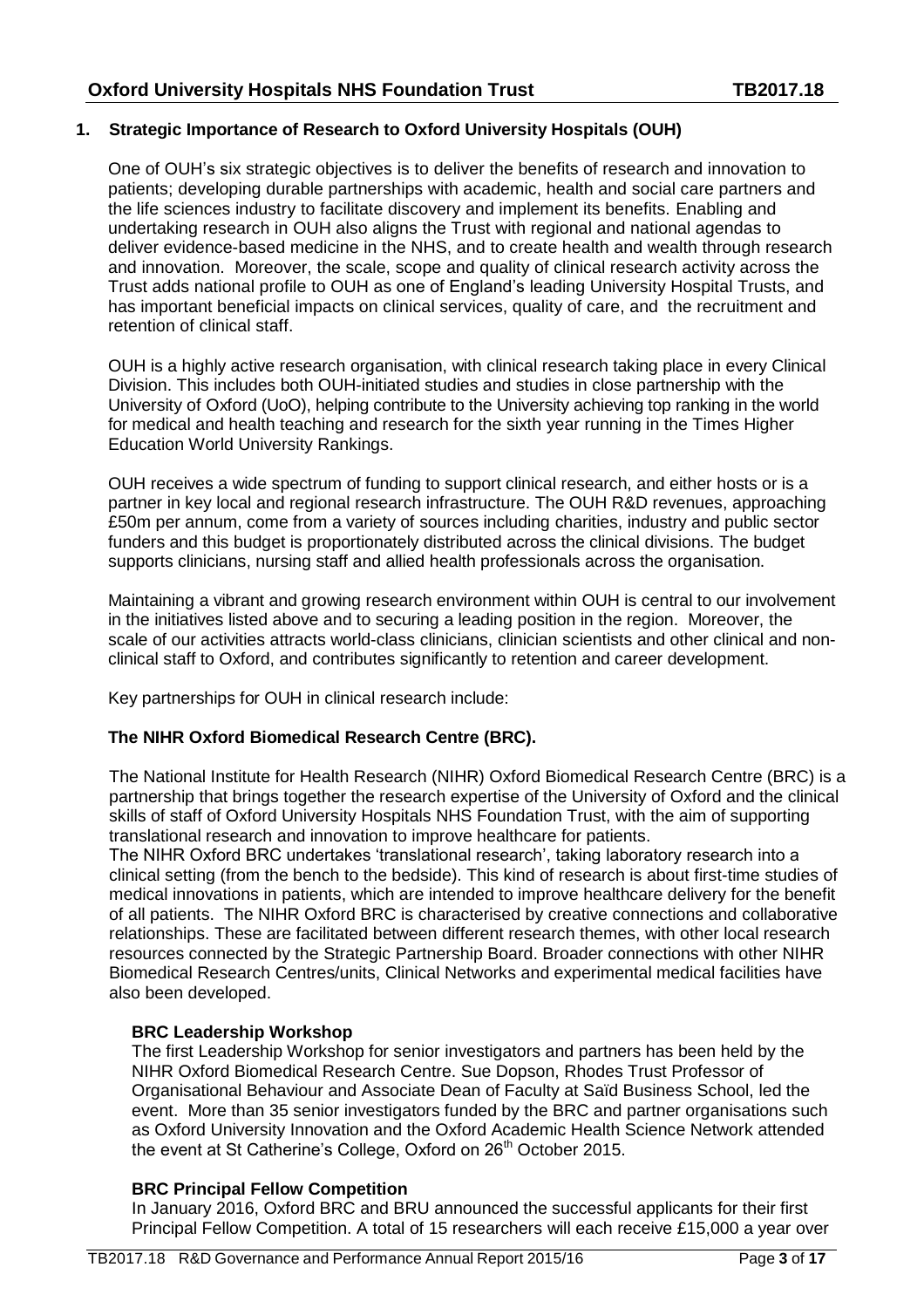## 1. Strategic Importance of Research to Oxford University Hospitals (OUH)

One of OUH's six strategic objectives is to deliver the benefits of research and innovation to patients; developing durable partnerships with academic, health and social care partners and the life sciences industry to facilitate discovery and implement its benefits. Enabling and undertaking research in OUH also aligns the Trust with regional and national agendas to deliver evidence-based medicine in the NHS, and to create health and wealth through research and innovation. Moreover, the scale, scope and quality of clinical research activity across the Trust adds national profile to OUH as one of England's leading University Hospital Trusts, and has important beneficial impacts on clinical services, quality of care, and the recruitment and retention of clinical staff.

OUH is a highly active research organisation, with clinical research taking place in every Clinical Division. This includes both OUH-initiated studies and studies in close partnership with the University of Oxford (UoO), helping contribute to the University achieving top ranking in the world for medical and health teaching and research for the sixth year running in the Times Higher Education World University Rankings.

OUH receives a wide spectrum of funding to support clinical research, and either hosts or is a partner in key local and regional research infrastructure. The OUH R&D revenues, approaching £50m per annum, come from a variety of sources including charities, industry and public sector funders and this budget is proportionately distributed across the clinical divisions. The budget supports clinicians, nursing staff and allied health professionals across the organisation.

Maintaining a vibrant and growing research environment within OUH is central to our involvement in the initiatives listed above and to securing a leading position in the region. Moreover, the scale of our activities attracts world-class clinicians, clinician scientists and other clinical and non-clinical staff to Oxford, and contributes significantly to retention and career development.

Key partnerships for OUH in clinical research include:

### The NIHR Oxford Biomedical Research Centre (BRC).

The National Institute for Health Research (NIHR) Oxford Biomedical Research Centre (BRC) is a partnership that brings together the research expertise of the University of Oxford and the clinical skills of staff of Oxford University Hospitals NHS Foundation Trust, with the aim of supporting translational research and innovation to improve healthcare for patients.
The NIHR Oxford BRC undertakes 'translational research', taking laboratory research into a clinical setting (from the bench to the bedside). This kind of research is about first-time studies of medical innovations in patients, which are intended to improve healthcare delivery for the benefit of all patients. The NIHR Oxford BRC is characterised by creative connections and collaborative relationships. These are facilitated between different research themes, with other local research resources connected by the Strategic Partnership Board. Broader connections with other NIHR Biomedical Research Centres/units, Clinical Networks and experimental medical facilities have also been developed.

#### BRC Leadership Workshop

The first Leadership Workshop for senior investigators and partners has been held by the NIHR Oxford Biomedical Research Centre. Sue Dopson, Rhodes Trust Professor of Organisational Behaviour and Associate Dean of Faculty at Saïd Business School, led the event. More than 35 senior investigators funded by the BRC and partner organisations such as Oxford University Innovation and the Oxford Academic Health Science Network attended the event at St Catherine's College, Oxford on 26th October 2015.

#### BRC Principal Fellow Competition

In January 2016, Oxford BRC and BRU announced the successful applicants for their first Principal Fellow Competition. A total of 15 researchers will each receive £15,000 a year over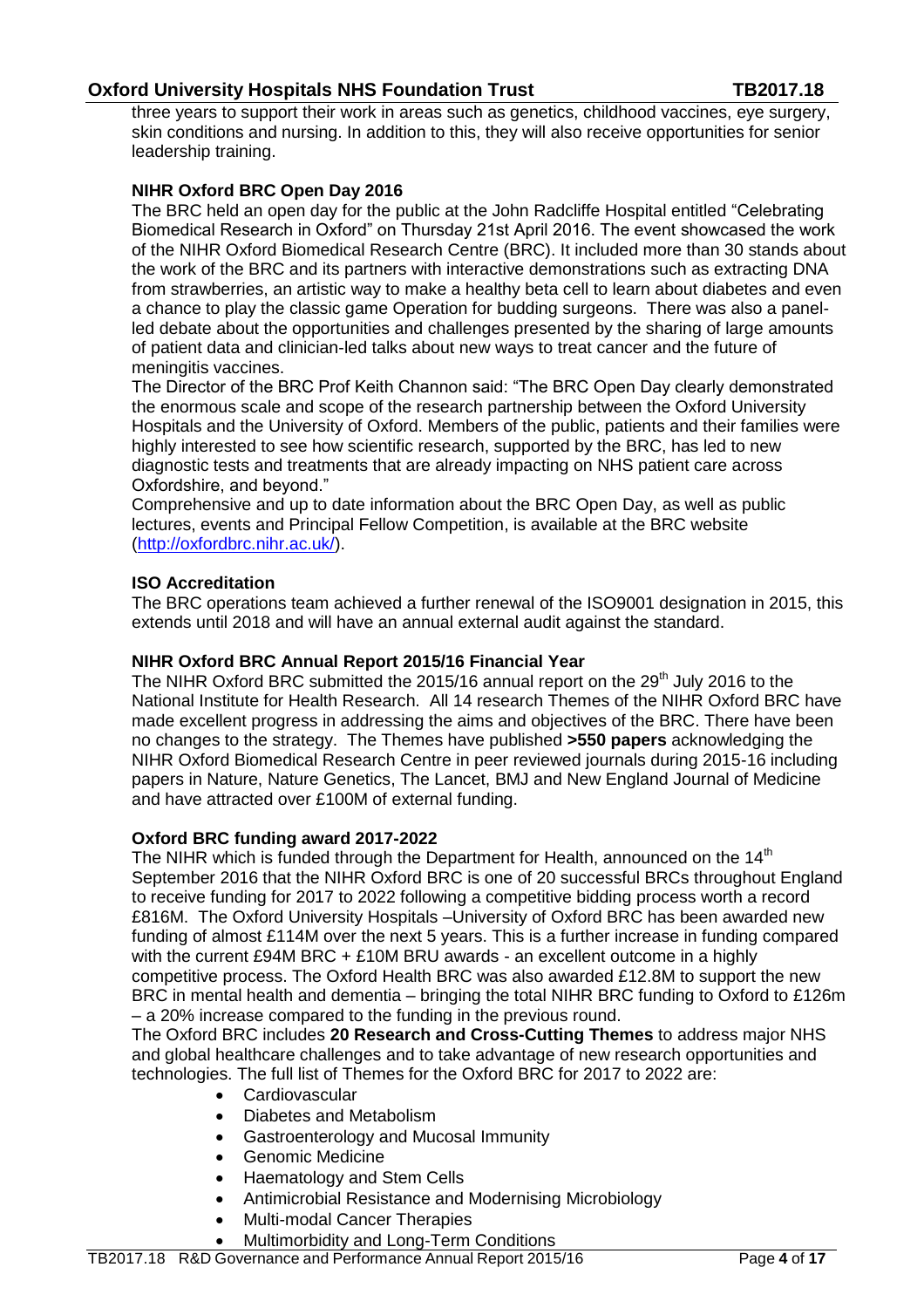three years to support their work in areas such as genetics, childhood vaccines, eye surgery, skin conditions and nursing. In addition to this, they will also receive opportunities for senior leadership training.

**NIHR Oxford BRC Open Day 2016**

The BRC held an open day for the public at the John Radcliffe Hospital entitled "Celebrating Biomedical Research in Oxford" on Thursday 21st April 2016. The event showcased the work of the NIHR Oxford Biomedical Research Centre (BRC). It included more than 30 stands about the work of the BRC and its partners with interactive demonstrations such as extracting DNA from strawberries, an artistic way to make a healthy beta cell to learn about diabetes and even a chance to play the classic game Operation for budding surgeons. There was also a panel-led debate about the opportunities and challenges presented by the sharing of large amounts of patient data and clinician-led talks about new ways to treat cancer and the future of meningitis vaccines.

The Director of the BRC Prof Keith Channon said: "The BRC Open Day clearly demonstrated the enormous scale and scope of the research partnership between the Oxford University Hospitals and the University of Oxford. Members of the public, patients and their families were highly interested to see how scientific research, supported by the BRC, has led to new diagnostic tests and treatments that are already impacting on NHS patient care across Oxfordshire, and beyond."

Comprehensive and up to date information about the BRC Open Day, as well as public lectures, events and Principal Fellow Competition, is available at the BRC website (http://oxfordbrc.nihr.ac.uk/).

**ISO Accreditation**

The BRC operations team achieved a further renewal of the ISO9001 designation in 2015, this extends until 2018 and will have an annual external audit against the standard.

**NIHR Oxford BRC Annual Report 2015/16 Financial Year**

The NIHR Oxford BRC submitted the 2015/16 annual report on the 29th July 2016 to the National Institute for Health Research. All 14 research Themes of the NIHR Oxford BRC have made excellent progress in addressing the aims and objectives of the BRC. There have been no changes to the strategy. The Themes have published **>550 papers** acknowledging the NIHR Oxford Biomedical Research Centre in peer reviewed journals during 2015-16 including papers in Nature, Nature Genetics, The Lancet, BMJ and New England Journal of Medicine and have attracted over £100M of external funding.

**Oxford BRC funding award 2017-2022**

The NIHR which is funded through the Department for Health, announced on the 14th September 2016 that the NIHR Oxford BRC is one of 20 successful BRCs throughout England to receive funding for 2017 to 2022 following a competitive bidding process worth a record £816M. The Oxford University Hospitals –University of Oxford BRC has been awarded new funding of almost £114M over the next 5 years. This is a further increase in funding compared with the current £94M BRC + £10M BRU awards - an excellent outcome in a highly competitive process. The Oxford Health BRC was also awarded £12.8M to support the new BRC in mental health and dementia – bringing the total NIHR BRC funding to Oxford to £126m – a 20% increase compared to the funding in the previous round.

The Oxford BRC includes **20 Research and Cross-Cutting Themes** to address major NHS and global healthcare challenges and to take advantage of new research opportunities and technologies. The full list of Themes for the Oxford BRC for 2017 to 2022 are:

- Cardiovascular
- Diabetes and Metabolism
- Gastroenterology and Mucosal Immunity
- Genomic Medicine
- Haematology and Stem Cells
- Antimicrobial Resistance and Modernising Microbiology
- Multi-modal Cancer Therapies
- Multimorbidity and Long-Term Conditions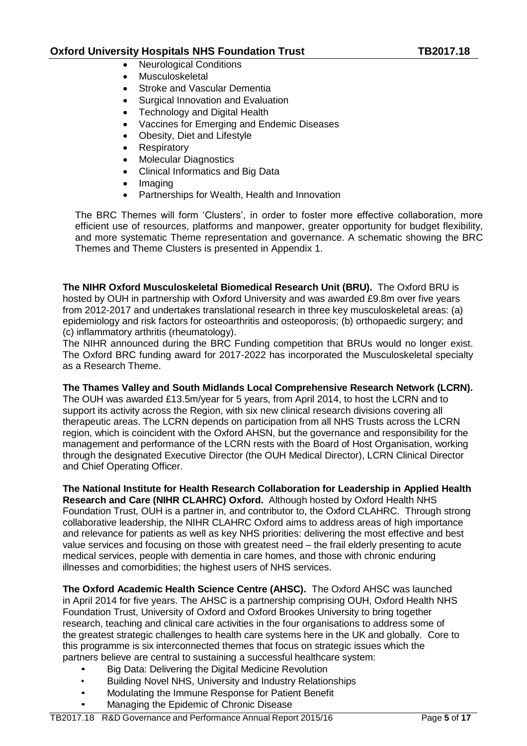- Neurological Conditions
- Musculoskeletal
- Stroke and Vascular Dementia
- Surgical Innovation and Evaluation
- Technology and Digital Health
- Vaccines for Emerging and Endemic Diseases
- Obesity, Diet and Lifestyle
- Respiratory
- Molecular Diagnostics
- Clinical Informatics and Big Data
- Imaging
- Partnerships for Wealth, Health and Innovation

The BRC Themes will form 'Clusters', in order to foster more effective collaboration, more efficient use of resources, platforms and manpower, greater opportunity for budget flexibility, and more systematic Theme representation and governance. A schematic showing the BRC Themes and Theme Clusters is presented in Appendix 1.

**The NIHR Oxford Musculoskeletal Biomedical Research Unit (BRU).** The Oxford BRU is hosted by OUH in partnership with Oxford University and was awarded £9.8m over five years from 2012-2017 and undertakes translational research in three key musculoskeletal areas: (a) epidemiology and risk factors for osteoarthritis and osteoporosis; (b) orthopaedic surgery; and (c) inflammatory arthritis (rheumatology).

The NIHR announced during the BRC Funding competition that BRUs would no longer exist. The Oxford BRC funding award for 2017-2022 has incorporated the Musculoskeletal specialty as a Research Theme.

**The Thames Valley and South Midlands Local Comprehensive Research Network (LCRN).** The OUH was awarded £13.5m/year for 5 years, from April 2014, to host the LCRN and to support its activity across the Region, with six new clinical research divisions covering all therapeutic areas. The LCRN depends on participation from all NHS Trusts across the LCRN region, which is coincident with the Oxford AHSN, but the governance and responsibility for the management and performance of the LCRN rests with the Board of Host Organisation, working through the designated Executive Director (the OUH Medical Director), LCRN Clinical Director and Chief Operating Officer.

**The National Institute for Health Research Collaboration for Leadership in Applied Health Research and Care (NIHR CLAHRC) Oxford.** Although hosted by Oxford Health NHS Foundation Trust, OUH is a partner in, and contributor to, the Oxford CLAHRC. Through strong collaborative leadership, the NIHR CLAHRC Oxford aims to address areas of high importance and relevance for patients as well as key NHS priorities: delivering the most effective and best value services and focusing on those with greatest need – the frail elderly presenting to acute medical services, people with dementia in care homes, and those with chronic enduring illnesses and comorbidities; the highest users of NHS services.

**The Oxford Academic Health Science Centre (AHSC).** The Oxford AHSC was launched in April 2014 for five years. The AHSC is a partnership comprising OUH, Oxford Health NHS Foundation Trust, University of Oxford and Oxford Brookes University to bring together research, teaching and clinical care activities in the four organisations to address some of the greatest strategic challenges to health care systems here in the UK and globally. Core to this programme is six interconnected themes that focus on strategic issues which the partners believe are central to sustaining a successful healthcare system:

- Big Data: Delivering the Digital Medicine Revolution
- Building Novel NHS, University and Industry Relationships
- Modulating the Immune Response for Patient Benefit
- Managing the Epidemic of Chronic Disease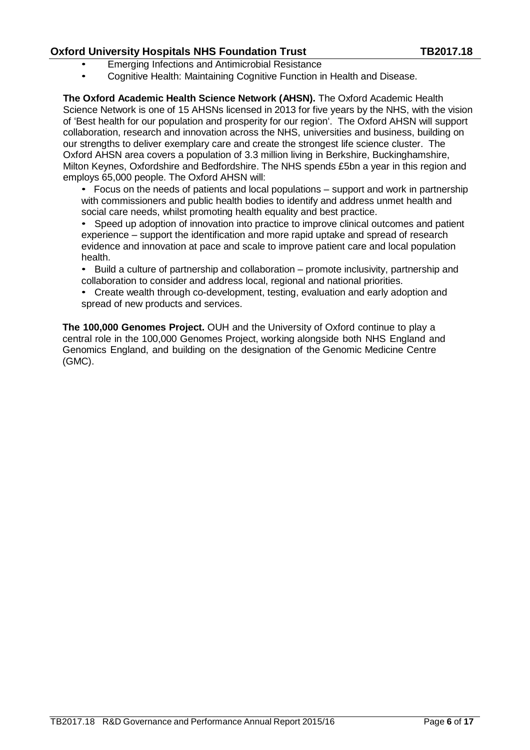- Emerging Infections and Antimicrobial Resistance
- Cognitive Health: Maintaining Cognitive Function in Health and Disease.

**The Oxford Academic Health Science Network (AHSN).** The Oxford Academic Health Science Network is one of 15 AHSNs licensed in 2013 for five years by the NHS, with the vision of 'Best health for our population and prosperity for our region'. The Oxford AHSN will support collaboration, research and innovation across the NHS, universities and business, building on our strengths to deliver exemplary care and create the strongest life science cluster. The Oxford AHSN area covers a population of 3.3 million living in Berkshire, Buckinghamshire, Milton Keynes, Oxfordshire and Bedfordshire. The NHS spends £5bn a year in this region and employs 65,000 people. The Oxford AHSN will:

- Focus on the needs of patients and local populations – support and work in partnership with commissioners and public health bodies to identify and address unmet health and social care needs, whilst promoting health equality and best practice.
- Speed up adoption of innovation into practice to improve clinical outcomes and patient experience – support the identification and more rapid uptake and spread of research evidence and innovation at pace and scale to improve patient care and local population health.
- Build a culture of partnership and collaboration – promote inclusivity, partnership and collaboration to consider and address local, regional and national priorities.
- Create wealth through co-development, testing, evaluation and early adoption and spread of new products and services.

**The 100,000 Genomes Project.** OUH and the University of Oxford continue to play a central role in the 100,000 Genomes Project, working alongside both NHS England and Genomics England, and building on the designation of the Genomic Medicine Centre (GMC).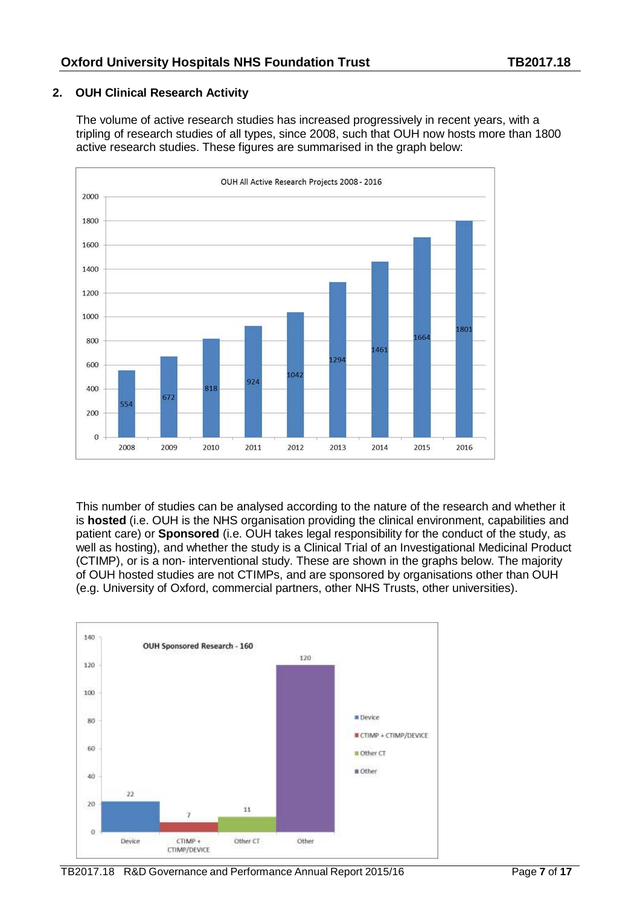## 2. OUH Clinical Research Activity

The volume of active research studies has increased progressively in recent years, with a tripling of research studies of all types, since 2008, such that OUH now hosts more than 1800 active research studies. These figures are summarised in the graph below:

OUH All Active Research Projects 2008 - 2016

| Year | Active Research Projects |
|---|---|
| 2008 | 554 |
| 2009 | 672 |
| 2010 | 818 |
| 2011 | 924 |
| 2012 | 1042 |
| 2013 | 1294 |
| 2014 | 1461 |
| 2015 | 1664 |
| 2016 | 1801 |

This number of studies can be analysed according to the nature of the research and whether it is **hosted** (i.e. OUH is the NHS organisation providing the clinical environment, capabilities and patient care) or **Sponsored** (i.e. OUH takes legal responsibility for the conduct of the study, as well as hosting), and whether the study is a Clinical Trial of an Investigational Medicinal Product (CTIMP), or is a non- interventional study. These are shown in the graphs below. The majority of OUH hosted studies are not CTIMPs, and are sponsored by organisations other than OUH (e.g. University of Oxford, commercial partners, other NHS Trusts, other universities).

OUH Sponsored Research - 160

| Category | Number |
|---|---|
| Device | 22 |
| CTIMP + CTIMP/DEVICE | 7 |
| Other CT | 11 |
| Other | 120 |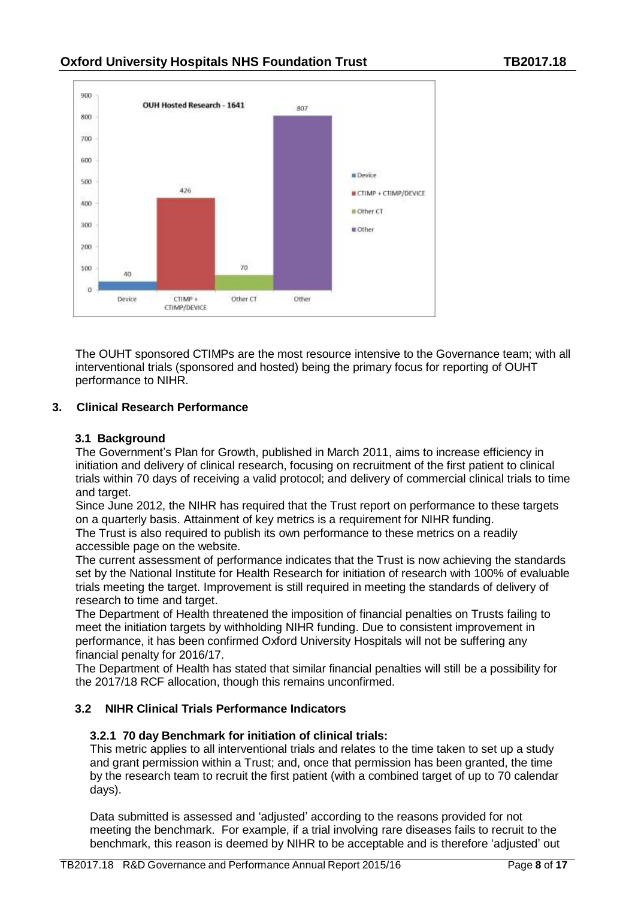The OUHT sponsored CTIMPs are the most resource intensive to the Governance team; with all interventional trials (sponsored and hosted) being the primary focus for reporting of OUHT performance to NIHR.

## 3. Clinical Research Performance

### 3.1 Background

The Government's Plan for Growth, published in March 2011, aims to increase efficiency in initiation and delivery of clinical research, focusing on recruitment of the first patient to clinical trials within 70 days of receiving a valid protocol; and delivery of commercial clinical trials to time and target.

Since June 2012, the NIHR has required that the Trust report on performance to these targets on a quarterly basis. Attainment of key metrics is a requirement for NIHR funding.

The Trust is also required to publish its own performance to these metrics on a readily accessible page on the website.

The current assessment of performance indicates that the Trust is now achieving the standards set by the National Institute for Health Research for initiation of research with 100% of evaluable trials meeting the target. Improvement is still required in meeting the standards of delivery of research to time and target.

The Department of Health threatened the imposition of financial penalties on Trusts failing to meet the initiation targets by withholding NIHR funding. Due to consistent improvement in performance, it has been confirmed Oxford University Hospitals will not be suffering any financial penalty for 2016/17.

The Department of Health has stated that similar financial penalties will still be a possibility for the 2017/18 RCF allocation, though this remains unconfirmed.

### 3.2 NIHR Clinical Trials Performance Indicators

#### 3.2.1 70 day Benchmark for initiation of clinical trials:

This metric applies to all interventional trials and relates to the time taken to set up a study and grant permission within a Trust; and, once that permission has been granted, the time by the research team to recruit the first patient (with a combined target of up to 70 calendar days).

Data submitted is assessed and 'adjusted' according to the reasons provided for not meeting the benchmark. For example, if a trial involving rare diseases fails to recruit to the benchmark, this reason is deemed by NIHR to be acceptable and is therefore 'adjusted' out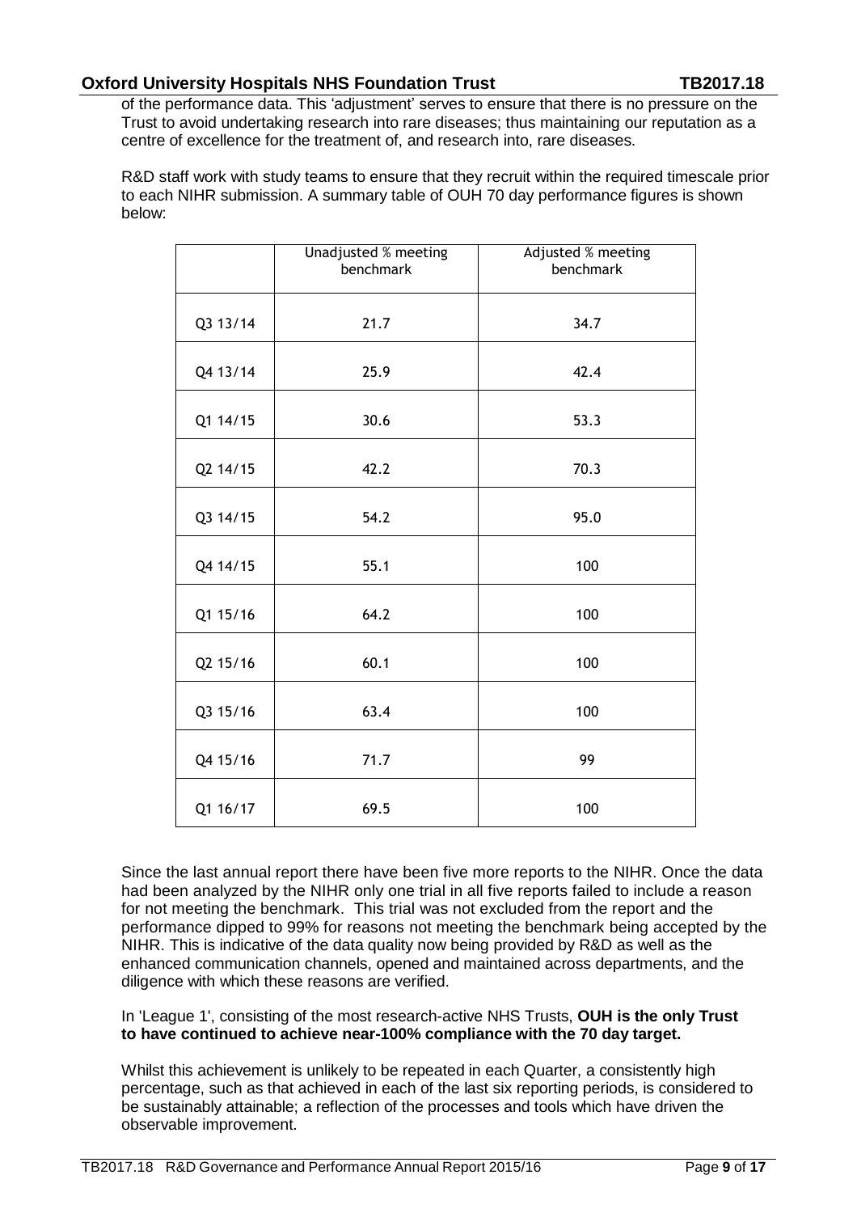of the performance data. This 'adjustment' serves to ensure that there is no pressure on the Trust to avoid undertaking research into rare diseases; thus maintaining our reputation as a centre of excellence for the treatment of, and research into, rare diseases.

R&D staff work with study teams to ensure that they recruit within the required timescale prior to each NIHR submission. A summary table of OUH 70 day performance figures is shown below:

| | Unadjusted % meeting benchmark | Adjusted % meeting benchmark |
|---|---|---|
| Q3 13/14 | 21.7 | 34.7 |
| Q4 13/14 | 25.9 | 42.4 |
| Q1 14/15 | 30.6 | 53.3 |
| Q2 14/15 | 42.2 | 70.3 |
| Q3 14/15 | 54.2 | 95.0 |
| Q4 14/15 | 55.1 | 100 |
| Q1 15/16 | 64.2 | 100 |
| Q2 15/16 | 60.1 | 100 |
| Q3 15/16 | 63.4 | 100 |
| Q4 15/16 | 71.7 | 99 |
| Q1 16/17 | 69.5 | 100 |

Since the last annual report there have been five more reports to the NIHR. Once the data had been analyzed by the NIHR only one trial in all five reports failed to include a reason for not meeting the benchmark. This trial was not excluded from the report and the performance dipped to 99% for reasons not meeting the benchmark being accepted by the NIHR. This is indicative of the data quality now being provided by R&D as well as the enhanced communication channels, opened and maintained across departments, and the diligence with which these reasons are verified.

In 'League 1', consisting of the most research-active NHS Trusts, **OUH is the only Trust to have continued to achieve near-100% compliance with the 70 day target.**

Whilst this achievement is unlikely to be repeated in each Quarter, a consistently high percentage, such as that achieved in each of the last six reporting periods, is considered to be sustainably attainable; a reflection of the processes and tools which have driven the observable improvement.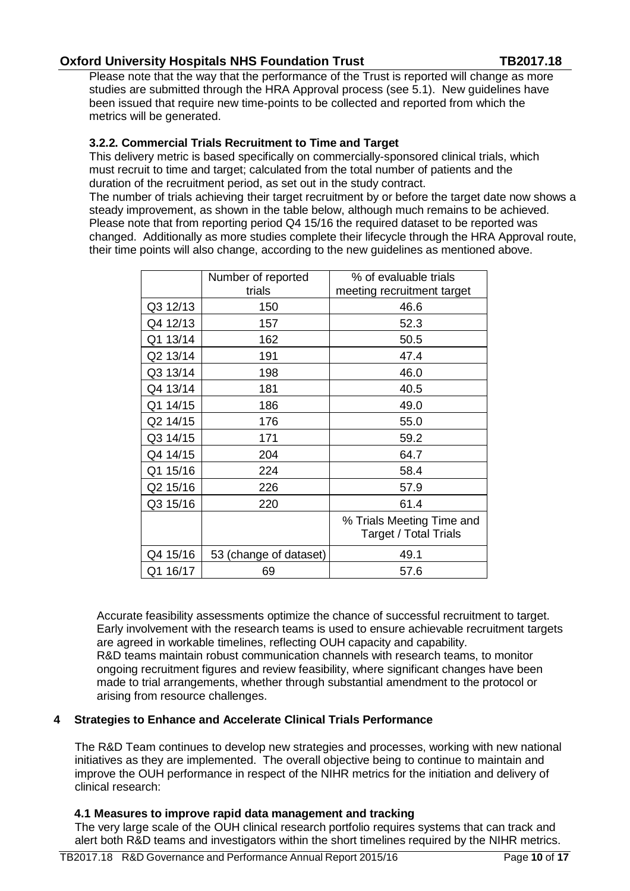Please note that the way that the performance of the Trust is reported will change as more studies are submitted through the HRA Approval process (see 5.1). New guidelines have been issued that require new time-points to be collected and reported from which the metrics will be generated.

### 3.2.2. Commercial Trials Recruitment to Time and Target

This delivery metric is based specifically on commercially-sponsored clinical trials, which must recruit to time and target; calculated from the total number of patients and the duration of the recruitment period, as set out in the study contract.

The number of trials achieving their target recruitment by or before the target date now shows a steady improvement, as shown in the table below, although much remains to be achieved. Please note that from reporting period Q4 15/16 the required dataset to be reported was changed. Additionally as more studies complete their lifecycle through the HRA Approval route, their time points will also change, according to the new guidelines as mentioned above.

| | Number of reported trials | % of evaluable trials meeting recruitment target |
|---|---|---|
| Q3 12/13 | 150 | 46.6 |
| Q4 12/13 | 157 | 52.3 |
| Q1 13/14 | 162 | 50.5 |
| Q2 13/14 | 191 | 47.4 |
| Q3 13/14 | 198 | 46.0 |
| Q4 13/14 | 181 | 40.5 |
| Q1 14/15 | 186 | 49.0 |
| Q2 14/15 | 176 | 55.0 |
| Q3 14/15 | 171 | 59.2 |
| Q4 14/15 | 204 | 64.7 |
| Q1 15/16 | 224 | 58.4 |
| Q2 15/16 | 226 | 57.9 |
| Q3 15/16 | 220 | 61.4 |
| | | % Trials Meeting Time and Target / Total Trials |
| Q4 15/16 | 53 (change of dataset) | 49.1 |
| Q1 16/17 | 69 | 57.6 |

Accurate feasibility assessments optimize the chance of successful recruitment to target. Early involvement with the research teams is used to ensure achievable recruitment targets are agreed in workable timelines, reflecting OUH capacity and capability.
R&D teams maintain robust communication channels with research teams, to monitor ongoing recruitment figures and review feasibility, where significant changes have been made to trial arrangements, whether through substantial amendment to the protocol or arising from resource challenges.

## 4 Strategies to Enhance and Accelerate Clinical Trials Performance

The R&D Team continues to develop new strategies and processes, working with new national initiatives as they are implemented. The overall objective being to continue to maintain and improve the OUH performance in respect of the NIHR metrics for the initiation and delivery of clinical research:

### 4.1 Measures to improve rapid data management and tracking

The very large scale of the OUH clinical research portfolio requires systems that can track and alert both R&D teams and investigators within the short timelines required by the NIHR metrics.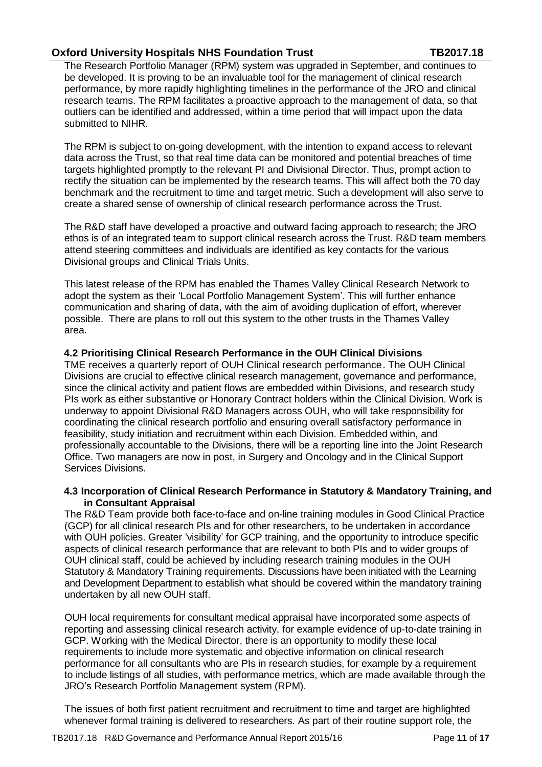The Research Portfolio Manager (RPM) system was upgraded in September, and continues to be developed. It is proving to be an invaluable tool for the management of clinical research performance, by more rapidly highlighting timelines in the performance of the JRO and clinical research teams. The RPM facilitates a proactive approach to the management of data, so that outliers can be identified and addressed, within a time period that will impact upon the data submitted to NIHR.

The RPM is subject to on-going development, with the intention to expand access to relevant data across the Trust, so that real time data can be monitored and potential breaches of time targets highlighted promptly to the relevant PI and Divisional Director. Thus, prompt action to rectify the situation can be implemented by the research teams. This will affect both the 70 day benchmark and the recruitment to time and target metric. Such a development will also serve to create a shared sense of ownership of clinical research performance across the Trust.

The R&D staff have developed a proactive and outward facing approach to research; the JRO ethos is of an integrated team to support clinical research across the Trust. R&D team members attend steering committees and individuals are identified as key contacts for the various Divisional groups and Clinical Trials Units.

This latest release of the RPM has enabled the Thames Valley Clinical Research Network to adopt the system as their 'Local Portfolio Management System'. This will further enhance communication and sharing of data, with the aim of avoiding duplication of effort, wherever possible. There are plans to roll out this system to the other trusts in the Thames Valley area.

### 4.2 Prioritising Clinical Research Performance in the OUH Clinical Divisions

TME receives a quarterly report of OUH Clinical research performance. The OUH Clinical Divisions are crucial to effective clinical research management, governance and performance, since the clinical activity and patient flows are embedded within Divisions, and research study PIs work as either substantive or Honorary Contract holders within the Clinical Division. Work is underway to appoint Divisional R&D Managers across OUH, who will take responsibility for coordinating the clinical research portfolio and ensuring overall satisfactory performance in feasibility, study initiation and recruitment within each Division. Embedded within, and professionally accountable to the Divisions, there will be a reporting line into the Joint Research Office. Two managers are now in post, in Surgery and Oncology and in the Clinical Support Services Divisions.

### 4.3 Incorporation of Clinical Research Performance in Statutory & Mandatory Training, and in Consultant Appraisal

The R&D Team provide both face-to-face and on-line training modules in Good Clinical Practice (GCP) for all clinical research PIs and for other researchers, to be undertaken in accordance with OUH policies. Greater 'visibility' for GCP training, and the opportunity to introduce specific aspects of clinical research performance that are relevant to both PIs and to wider groups of OUH clinical staff, could be achieved by including research training modules in the OUH Statutory & Mandatory Training requirements. Discussions have been initiated with the Learning and Development Department to establish what should be covered within the mandatory training undertaken by all new OUH staff.

OUH local requirements for consultant medical appraisal have incorporated some aspects of reporting and assessing clinical research activity, for example evidence of up-to-date training in GCP. Working with the Medical Director, there is an opportunity to modify these local requirements to include more systematic and objective information on clinical research performance for all consultants who are PIs in research studies, for example by a requirement to include listings of all studies, with performance metrics, which are made available through the JRO's Research Portfolio Management system (RPM).

The issues of both first patient recruitment and recruitment to time and target are highlighted whenever formal training is delivered to researchers. As part of their routine support role, the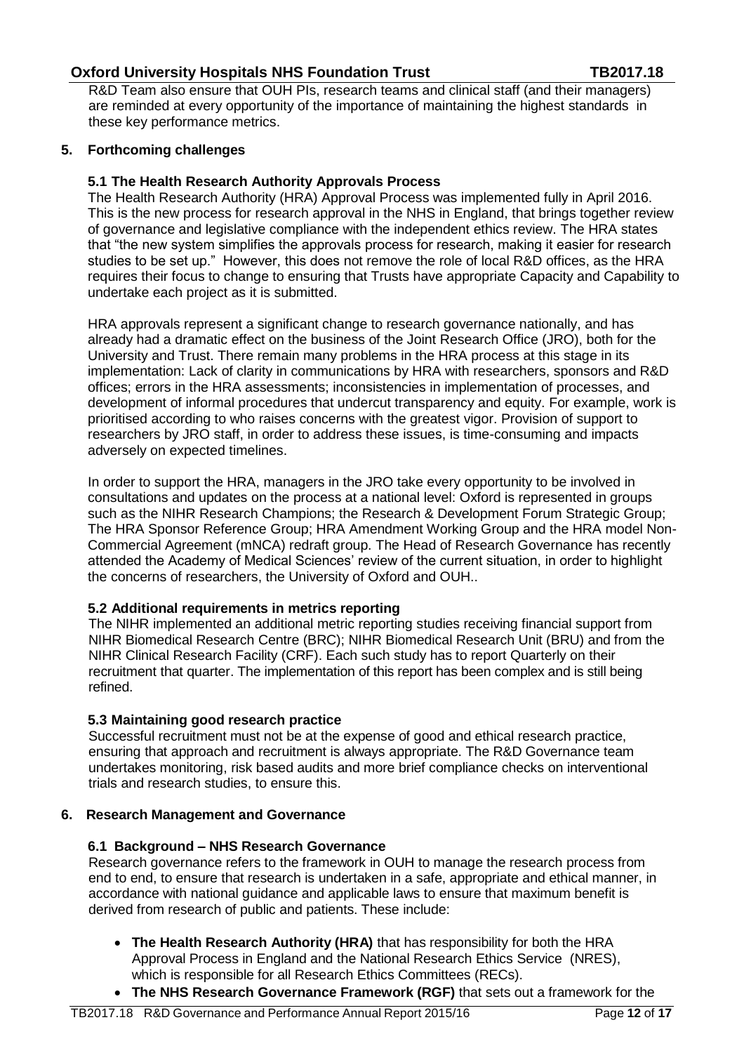R&D Team also ensure that OUH PIs, research teams and clinical staff (and their managers) are reminded at every opportunity of the importance of maintaining the highest standards in these key performance metrics.

## 5. Forthcoming challenges

### 5.1 The Health Research Authority Approvals Process

The Health Research Authority (HRA) Approval Process was implemented fully in April 2016. This is the new process for research approval in the NHS in England, that brings together review of governance and legislative compliance with the independent ethics review. The HRA states that "the new system simplifies the approvals process for research, making it easier for research studies to be set up." However, this does not remove the role of local R&D offices, as the HRA requires their focus to change to ensuring that Trusts have appropriate Capacity and Capability to undertake each project as it is submitted.

HRA approvals represent a significant change to research governance nationally, and has already had a dramatic effect on the business of the Joint Research Office (JRO), both for the University and Trust. There remain many problems in the HRA process at this stage in its implementation: Lack of clarity in communications by HRA with researchers, sponsors and R&D offices; errors in the HRA assessments; inconsistencies in implementation of processes, and development of informal procedures that undercut transparency and equity. For example, work is prioritised according to who raises concerns with the greatest vigor. Provision of support to researchers by JRO staff, in order to address these issues, is time-consuming and impacts adversely on expected timelines.

In order to support the HRA, managers in the JRO take every opportunity to be involved in consultations and updates on the process at a national level: Oxford is represented in groups such as the NIHR Research Champions; the Research & Development Forum Strategic Group; The HRA Sponsor Reference Group; HRA Amendment Working Group and the HRA model Non-Commercial Agreement (mNCA) redraft group. The Head of Research Governance has recently attended the Academy of Medical Sciences' review of the current situation, in order to highlight the concerns of researchers, the University of Oxford and OUH..

### 5.2 Additional requirements in metrics reporting

The NIHR implemented an additional metric reporting studies receiving financial support from NIHR Biomedical Research Centre (BRC); NIHR Biomedical Research Unit (BRU) and from the NIHR Clinical Research Facility (CRF). Each such study has to report Quarterly on their recruitment that quarter. The implementation of this report has been complex and is still being refined.

### 5.3 Maintaining good research practice

Successful recruitment must not be at the expense of good and ethical research practice, ensuring that approach and recruitment is always appropriate. The R&D Governance team undertakes monitoring, risk based audits and more brief compliance checks on interventional trials and research studies, to ensure this.

## 6. Research Management and Governance

### 6.1 Background – NHS Research Governance

Research governance refers to the framework in OUH to manage the research process from end to end, to ensure that research is undertaken in a safe, appropriate and ethical manner, in accordance with national guidance and applicable laws to ensure that maximum benefit is derived from research of public and patients. These include:

- **The Health Research Authority (HRA)** that has responsibility for both the HRA Approval Process in England and the National Research Ethics Service (NRES), which is responsible for all Research Ethics Committees (RECs).
- **The NHS Research Governance Framework (RGF)** that sets out a framework for the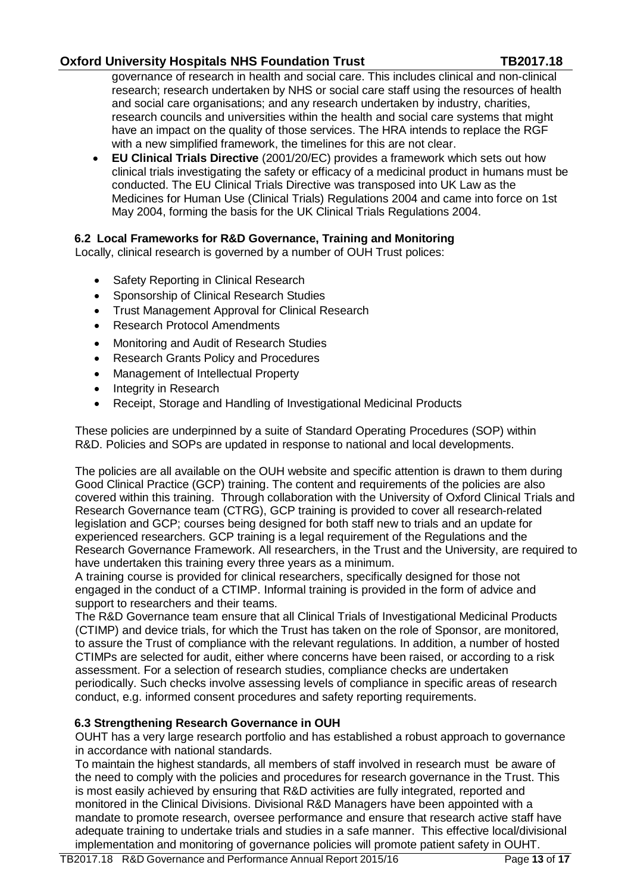governance of research in health and social care. This includes clinical and non-clinical research; research undertaken by NHS or social care staff using the resources of health and social care organisations; and any research undertaken by industry, charities, research councils and universities within the health and social care systems that might have an impact on the quality of those services. The HRA intends to replace the RGF with a new simplified framework, the timelines for this are not clear.

- **EU Clinical Trials Directive** (2001/20/EC) provides a framework which sets out how clinical trials investigating the safety or efficacy of a medicinal product in humans must be conducted. The EU Clinical Trials Directive was transposed into UK Law as the Medicines for Human Use (Clinical Trials) Regulations 2004 and came into force on 1st May 2004, forming the basis for the UK Clinical Trials Regulations 2004.

### 6.2 Local Frameworks for R&D Governance, Training and Monitoring

Locally, clinical research is governed by a number of OUH Trust polices:

- Safety Reporting in Clinical Research
- Sponsorship of Clinical Research Studies
- Trust Management Approval for Clinical Research
- Research Protocol Amendments
- Monitoring and Audit of Research Studies
- Research Grants Policy and Procedures
- Management of Intellectual Property
- Integrity in Research
- Receipt, Storage and Handling of Investigational Medicinal Products

These policies are underpinned by a suite of Standard Operating Procedures (SOP) within R&D. Policies and SOPs are updated in response to national and local developments.

The policies are all available on the OUH website and specific attention is drawn to them during Good Clinical Practice (GCP) training. The content and requirements of the policies are also covered within this training. Through collaboration with the University of Oxford Clinical Trials and Research Governance team (CTRG), GCP training is provided to cover all research-related legislation and GCP; courses being designed for both staff new to trials and an update for experienced researchers. GCP training is a legal requirement of the Regulations and the Research Governance Framework. All researchers, in the Trust and the University, are required to have undertaken this training every three years as a minimum.

A training course is provided for clinical researchers, specifically designed for those not engaged in the conduct of a CTIMP. Informal training is provided in the form of advice and support to researchers and their teams.

The R&D Governance team ensure that all Clinical Trials of Investigational Medicinal Products (CTIMP) and device trials, for which the Trust has taken on the role of Sponsor, are monitored, to assure the Trust of compliance with the relevant regulations. In addition, a number of hosted CTIMPs are selected for audit, either where concerns have been raised, or according to a risk assessment. For a selection of research studies, compliance checks are undertaken periodically. Such checks involve assessing levels of compliance in specific areas of research conduct, e.g. informed consent procedures and safety reporting requirements.

### 6.3 Strengthening Research Governance in OUH

OUHT has a very large research portfolio and has established a robust approach to governance in accordance with national standards.

To maintain the highest standards, all members of staff involved in research must be aware of the need to comply with the policies and procedures for research governance in the Trust. This is most easily achieved by ensuring that R&D activities are fully integrated, reported and monitored in the Clinical Divisions. Divisional R&D Managers have been appointed with a mandate to promote research, oversee performance and ensure that research active staff have adequate training to undertake trials and studies in a safe manner. This effective local/divisional implementation and monitoring of governance policies will promote patient safety in OUHT.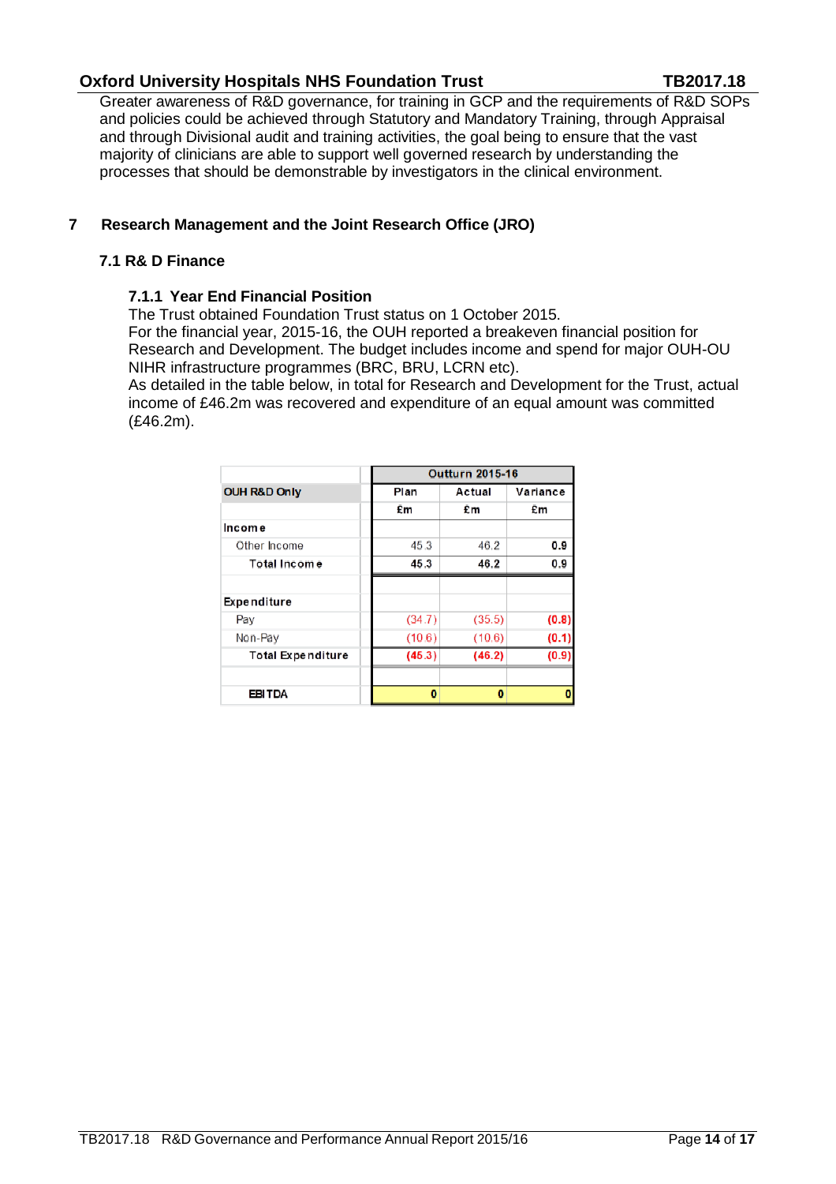Greater awareness of R&D governance, for training in GCP and the requirements of R&D SOPs and policies could be achieved through Statutory and Mandatory Training, through Appraisal and through Divisional audit and training activities, the goal being to ensure that the vast majority of clinicians are able to support well governed research by understanding the processes that should be demonstrable by investigators in the clinical environment.

## 7 Research Management and the Joint Research Office (JRO)

### 7.1 R& D Finance

#### 7.1.1 Year End Financial Position

The Trust obtained Foundation Trust status on 1 October 2015.
For the financial year, 2015-16, the OUH reported a breakeven financial position for Research and Development. The budget includes income and spend for major OUH-OU NIHR infrastructure programmes (BRC, BRU, LCRN etc).
As detailed in the table below, in total for Research and Development for the Trust, actual income of £46.2m was recovered and expenditure of an equal amount was committed (£46.2m).

| | Outturn 2015-16 | | |
|---|---|---|---|
| **OUH R&D Only** | Plan | Actual | Variance |
| | £m | £m | £m |
| **Income** | | | |
| Other Income | 45.3 | 46.2 | 0.9 |
| Total Income | 45.3 | 46.2 | 0.9 |
| | | | |
| **Expenditure** | | | |
| Pay | (34.7) | (35.5) | (0.8) |
| Non-Pay | (10.6) | (10.6) | (0.1) |
| Total Expenditure | (45.3) | (46.2) | (0.9) |
| | | | |
| **EBITDA** | 0 | 0 | 0 |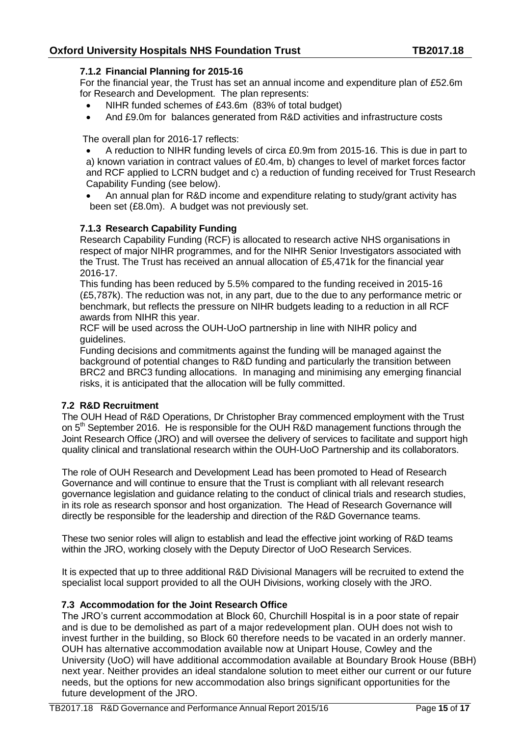### 7.1.2 Financial Planning for 2015-16

For the financial year, the Trust has set an annual income and expenditure plan of £52.6m for Research and Development. The plan represents:

- NIHR funded schemes of £43.6m (83% of total budget)
- And £9.0m for balances generated from R&D activities and infrastructure costs

The overall plan for 2016-17 reflects:

- A reduction to NIHR funding levels of circa £0.9m from 2015-16. This is due in part to a) known variation in contract values of £0.4m, b) changes to level of market forces factor and RCF applied to LCRN budget and c) a reduction of funding received for Trust Research Capability Funding (see below).
- An annual plan for R&D income and expenditure relating to study/grant activity has been set (£8.0m). A budget was not previously set.

### 7.1.3 Research Capability Funding

Research Capability Funding (RCF) is allocated to research active NHS organisations in respect of major NIHR programmes, and for the NIHR Senior Investigators associated with the Trust. The Trust has received an annual allocation of £5,471k for the financial year 2016-17.

This funding has been reduced by 5.5% compared to the funding received in 2015-16 (£5,787k). The reduction was not, in any part, due to the due to any performance metric or benchmark, but reflects the pressure on NIHR budgets leading to a reduction in all RCF awards from NIHR this year.

RCF will be used across the OUH-UoO partnership in line with NIHR policy and guidelines.

Funding decisions and commitments against the funding will be managed against the background of potential changes to R&D funding and particularly the transition between BRC2 and BRC3 funding allocations. In managing and minimising any emerging financial risks, it is anticipated that the allocation will be fully committed.

## 7.2 R&D Recruitment

The OUH Head of R&D Operations, Dr Christopher Bray commenced employment with the Trust on 5th September 2016. He is responsible for the OUH R&D management functions through the Joint Research Office (JRO) and will oversee the delivery of services to facilitate and support high quality clinical and translational research within the OUH-UoO Partnership and its collaborators.

The role of OUH Research and Development Lead has been promoted to Head of Research Governance and will continue to ensure that the Trust is compliant with all relevant research governance legislation and guidance relating to the conduct of clinical trials and research studies, in its role as research sponsor and host organization. The Head of Research Governance will directly be responsible for the leadership and direction of the R&D Governance teams.

These two senior roles will align to establish and lead the effective joint working of R&D teams within the JRO, working closely with the Deputy Director of UoO Research Services.

It is expected that up to three additional R&D Divisional Managers will be recruited to extend the specialist local support provided to all the OUH Divisions, working closely with the JRO.

## 7.3 Accommodation for the Joint Research Office

The JRO's current accommodation at Block 60, Churchill Hospital is in a poor state of repair and is due to be demolished as part of a major redevelopment plan. OUH does not wish to invest further in the building, so Block 60 therefore needs to be vacated in an orderly manner. OUH has alternative accommodation available now at Unipart House, Cowley and the University (UoO) will have additional accommodation available at Boundary Brook House (BBH) next year. Neither provides an ideal standalone solution to meet either our current or our future needs, but the options for new accommodation also brings significant opportunities for the future development of the JRO.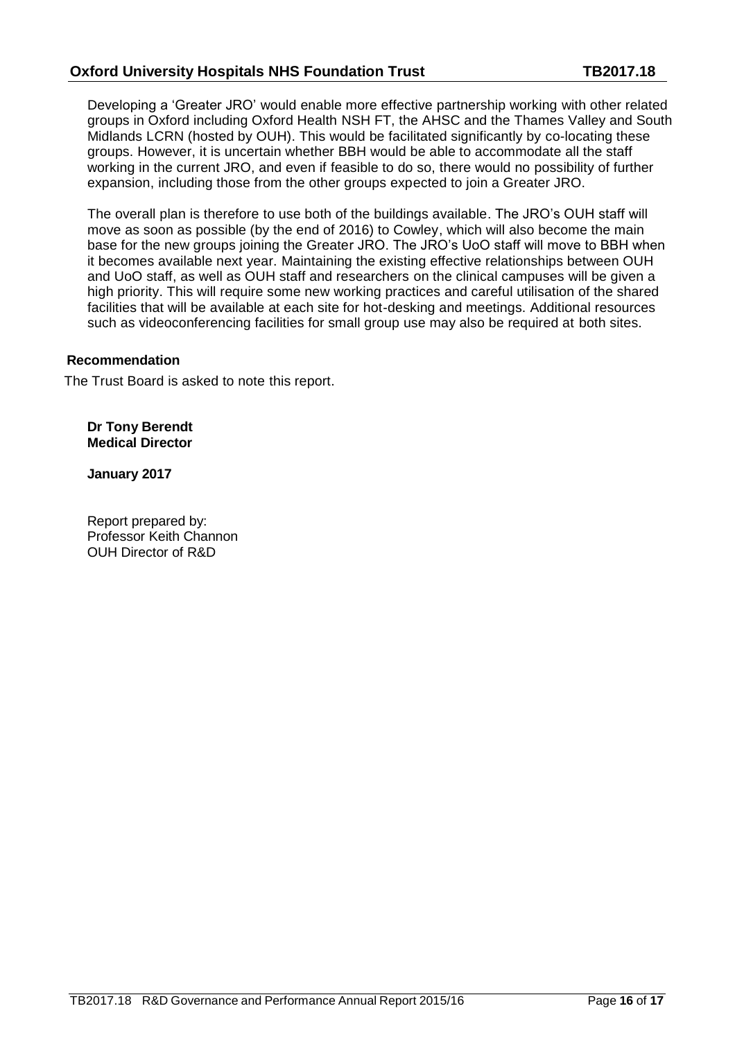Developing a 'Greater JRO' would enable more effective partnership working with other related groups in Oxford including Oxford Health NSH FT, the AHSC and the Thames Valley and South Midlands LCRN (hosted by OUH). This would be facilitated significantly by co-locating these groups. However, it is uncertain whether BBH would be able to accommodate all the staff working in the current JRO, and even if feasible to do so, there would no possibility of further expansion, including those from the other groups expected to join a Greater JRO.

The overall plan is therefore to use both of the buildings available. The JRO's OUH staff will move as soon as possible (by the end of 2016) to Cowley, which will also become the main base for the new groups joining the Greater JRO. The JRO's UoO staff will move to BBH when it becomes available next year. Maintaining the existing effective relationships between OUH and UoO staff, as well as OUH staff and researchers on the clinical campuses will be given a high priority. This will require some new working practices and careful utilisation of the shared facilities that will be available at each site for hot-desking and meetings. Additional resources such as videoconferencing facilities for small group use may also be required at both sites.

**Recommendation**

The Trust Board is asked to note this report.

**Dr Tony Berendt**
**Medical Director**

**January 2017**

Report prepared by:
Professor Keith Channon
OUH Director of R&D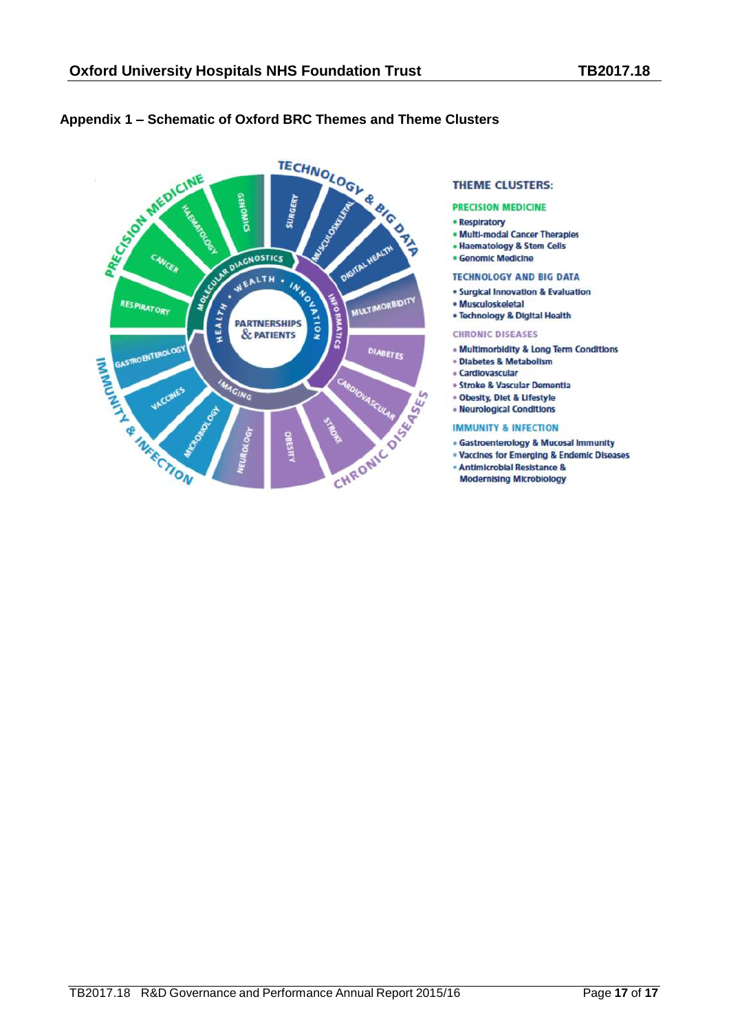## Appendix 1 – Schematic of Oxford BRC Themes and Theme Clusters

TECHNOLOGY & BIG DATA

PRECISION MEDICINE

IMMUNITY & INFECTION

CHRONIC DISEASES

GENOMICS
HAEMATOLOGY
CANCER
RESPIRATORY
GASTROENTEROLOGY
VACCINES
MICROBIOLOGY
NEUROLOGY
OBESITY
STROKE
CARDIOVASCULAR
DIABETES
MULTIMORBIDITY
DIGITAL HEALTH
MUSCULOSKELETAL
SURGERY

MOLECULAR DIAGNOSTICS
INFORMATICS
IMAGING

HEALTH • WEALTH • INNOVATION

PARTNERSHIPS & PATIENTS

**THEME CLUSTERS:**

**PRECISION MEDICINE**

- Respiratory
- Multi-modal Cancer Therapies
- Haematology & Stem Cells
- Genomic Medicine

**TECHNOLOGY AND BIG DATA**

- Surgical Innovation & Evaluation
- Musculoskeletal
- Technology & Digital Health

**CHRONIC DISEASES**

- Multimorbidity & Long Term Conditions
- Diabetes & Metabolism
- Cardiovascular
- Stroke & Vascular Dementia
- Obesity, Diet & Lifestyle
- Neurological Conditions

**IMMUNITY & INFECTION**

- Gastroenterology & Mucosal Immunity
- Vaccines for Emerging & Endemic Diseases
- Antimicrobial Resistance & Modernising Microbiology